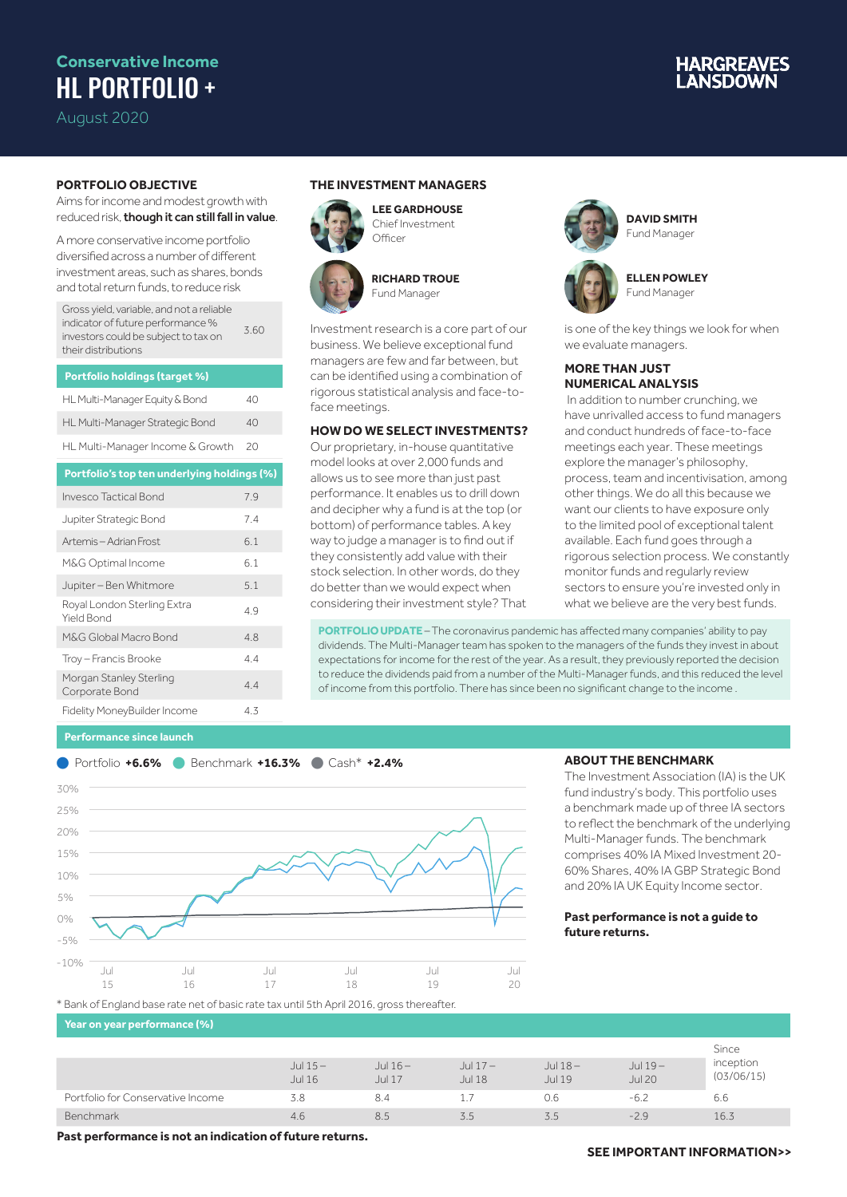Conservative Income

# HL PORTFOLIO +

August 2020

HARGREAVES LANSDOWN

## PORTFOLIO OBJECTIVE

Aims for income and modest growth with reduced risk, **though it can still fall in value**.

A more conservative income portfolio diversified across a number of different investment areas, such as shares, bonds and total return funds, to reduce risk

| Gross yield, variable, and not a reliable indicator of future performance % investors could be subject to tax on their distributions | 3.60 |
|---|---|

| Portfolio holdings (target %) | |
|---|---|
| HL Multi-Manager Equity & Bond | 40 |
| HL Multi-Manager Strategic Bond | 40 |
| HL Multi-Manager Income & Growth | 20 |

| Portfolio's top ten underlying holdings (%) | |
|---|---|
| Invesco Tactical Bond | 7.9 |
| Jupiter Strategic Bond | 7.4 |
| Artemis – Adrian Frost | 6.1 |
| M&G Optimal Income | 6.1 |
| Jupiter – Ben Whitmore | 5.1 |
| Royal London Sterling Extra Yield Bond | 4.9 |
| M&G Global Macro Bond | 4.8 |
| Troy – Francis Brooke | 4.4 |
| Morgan Stanley Sterling Corporate Bond | 4.4 |
| Fidelity MoneyBuilder Income | 4.3 |

## THE INVESTMENT MANAGERS

**LEE GARDHOUSE**
Chief Investment Officer

**RICHARD TROUE**
Fund Manager

**DAVID SMITH**
Fund Manager

**ELLEN POWLEY**
Fund Manager

Investment research is a core part of our business. We believe exceptional fund managers are few and far between, but can be identified using a combination of rigorous statistical analysis and face-to-face meetings.

## HOW DO WE SELECT INVESTMENTS?

Our proprietary, in-house quantitative model looks at over 2,000 funds and allows us to see more than just past performance. It enables us to drill down and decipher why a fund is at the top (or bottom) of performance tables. A key way to judge a manager is to find out if they consistently add value with their stock selection. In other words, do they do better than we would expect when considering their investment style? That is one of the key things we look for when we evaluate managers.

## MORE THAN JUST NUMERICAL ANALYSIS

In addition to number crunching, we have unrivalled access to fund managers and conduct hundreds of face-to-face meetings each year. These meetings explore the manager's philosophy, process, team and incentivisation, among other things. We do all this because we want our clients to have exposure only to the limited pool of exceptional talent available. Each fund goes through a rigorous selection process. We constantly monitor funds and regularly review sectors to ensure you're invested only in what we believe are the very best funds.

**PORTFOLIO UPDATE –** The coronavirus pandemic has affected many companies' ability to pay dividends. The Multi-Manager team has spoken to the managers of the funds they invest in about expectations for income for the rest of the year. As a result, they previously reported the decision to reduce the dividends paid from a number of the Multi-Manager funds, and this reduced the level of income from this portfolio. There has since been no significant change to the income .

## Performance since launch

Portfolio **+6.6%** Benchmark **+16.3%** Cash* **+2.4%**

\* Bank of England base rate net of basic rate tax until 5th April 2016, gross thereafter.

## ABOUT THE BENCHMARK

The Investment Association (IA) is the UK fund industry's body. This portfolio uses a benchmark made up of three IA sectors to reflect the benchmark of the underlying Multi-Manager funds. The benchmark comprises 40% IA Mixed Investment 20-60% Shares, 40% IA GBP Strategic Bond and 20% IA UK Equity Income sector.

**Past performance is not a guide to future returns.**

## Year on year performance (%)

| | Jul 15 – Jul 16 | Jul 16 – Jul 17 | Jul 17 – Jul 18 | Jul 18 – Jul 19 | Jul 19 – Jul 20 | Since inception (03/06/15) |
|---|---|---|---|---|---|---|
| Portfolio for Conservative Income | 3.8 | 8.4 | 1.7 | 0.6 | -6.2 | 6.6 |
| Benchmark | 4.6 | 8.5 | 3.5 | 3.5 | -2.9 | 16.3 |

**Past performance is not an indication of future returns.**

**SEE IMPORTANT INFORMATION>>**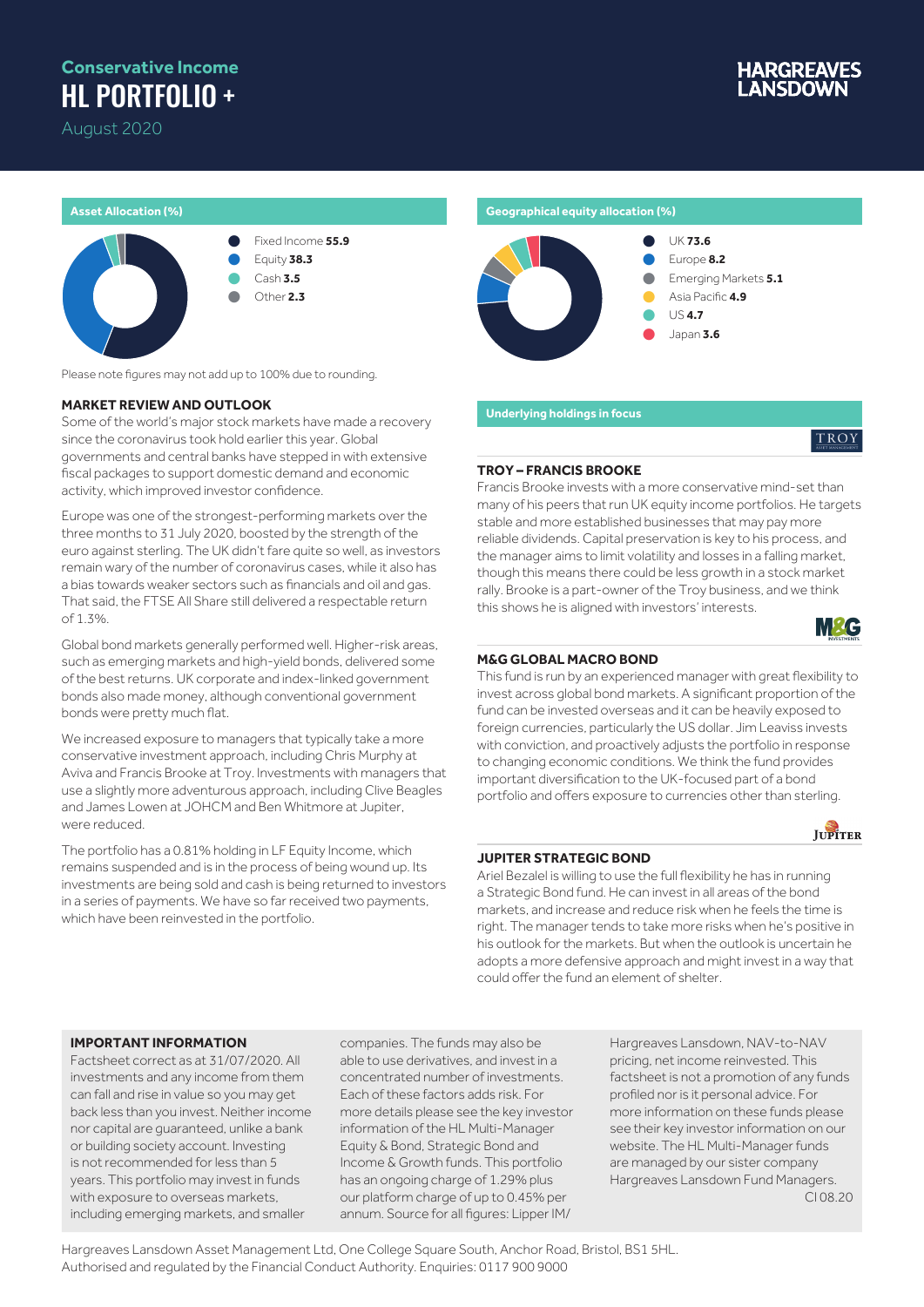## Conservative Income

# HL PORTFOLIO +

August 2020

HARGREAVES LANSDOWN

### Asset Allocation (%)

Fixed Income **55.9**
Equity **38.3**
Cash **3.5**
Other **2.3**

Please note figures may not add up to 100% due to rounding.

### Geographical equity allocation (%)

UK **73.6**
Europe **8.2**
Emerging Markets **5.1**
Asia Pacific **4.9**
US **4.7**
Japan **3.6**

### MARKET REVIEW AND OUTLOOK

Some of the world's major stock markets have made a recovery since the coronavirus took hold earlier this year. Global governments and central banks have stepped in with extensive fiscal packages to support domestic demand and economic activity, which improved investor confidence.

Europe was one of the strongest-performing markets over the three months to 31 July 2020, boosted by the strength of the euro against sterling. The UK didn't fare quite so well, as investors remain wary of the number of coronavirus cases, while it also has a bias towards weaker sectors such as financials and oil and gas. That said, the FTSE All Share still delivered a respectable return of 1.3%.

Global bond markets generally performed well. Higher-risk areas, such as emerging markets and high-yield bonds, delivered some of the best returns. UK corporate and index-linked government bonds also made money, although conventional government bonds were pretty much flat.

We increased exposure to managers that typically take a more conservative investment approach, including Chris Murphy at Aviva and Francis Brooke at Troy. Investments with managers that use a slightly more adventurous approach, including Clive Beagles and James Lowen at JOHCM and Ben Whitmore at Jupiter, were reduced.

The portfolio has a 0.81% holding in LF Equity Income, which remains suspended and is in the process of being wound up. Its investments are being sold and cash is being returned to investors in a series of payments. We have so far received two payments, which have been reinvested in the portfolio.

### Underlying holdings in focus

**TROY – FRANCIS BROOKE**

Francis Brooke invests with a more conservative mind-set than many of his peers that run UK equity income portfolios. He targets stable and more established businesses that may pay more reliable dividends. Capital preservation is key to his process, and the manager aims to limit volatility and losses in a falling market, though this means there could be less growth in a stock market rally. Brooke is a part-owner of the Troy business, and we think this shows he is aligned with investors' interests.

**M&G GLOBAL MACRO BOND**

This fund is run by an experienced manager with great flexibility to invest across global bond markets. A significant proportion of the fund can be invested overseas and it can be heavily exposed to foreign currencies, particularly the US dollar. Jim Leaviss invests with conviction, and proactively adjusts the portfolio in response to changing economic conditions. We think the fund provides important diversification to the UK-focused part of a bond portfolio and offers exposure to currencies other than sterling.

**JUPITER STRATEGIC BOND**

Ariel Bezalel is willing to use the full flexibility he has in running a Strategic Bond fund. He can invest in all areas of the bond markets, and increase and reduce risk when he feels the time is right. The manager tends to take more risks when he's positive in his outlook for the markets. But when the outlook is uncertain he adopts a more defensive approach and might invest in a way that could offer the fund an element of shelter.

**IMPORTANT INFORMATION**

Factsheet correct as at 31/07/2020. All investments and any income from them can fall and rise in value so you may get back less than you invest. Neither income nor capital are guaranteed, unlike a bank or building society account. Investing is not recommended for less than 5 years. This portfolio may invest in funds with exposure to overseas markets, including emerging markets, and smaller companies. The funds may also be able to use derivatives, and invest in a concentrated number of investments. Each of these factors adds risk. For more details please see the key investor information of the HL Multi-Manager Equity & Bond, Strategic Bond and Income & Growth funds. This portfolio has an ongoing charge of 1.29% plus our platform charge of up to 0.45% per annum. Source for all figures: Lipper IM/ Hargreaves Lansdown, NAV-to-NAV pricing, net income reinvested. This factsheet is not a promotion of any funds profiled nor is it personal advice. For more information on these funds please see their key investor information on our website. The HL Multi-Manager funds are managed by our sister company Hargreaves Lansdown Fund Managers.
CI 08.20

Hargreaves Lansdown Asset Management Ltd, One College Square South, Anchor Road, Bristol, BS1 5HL.
Authorised and regulated by the Financial Conduct Authority. Enquiries: 0117 900 9000